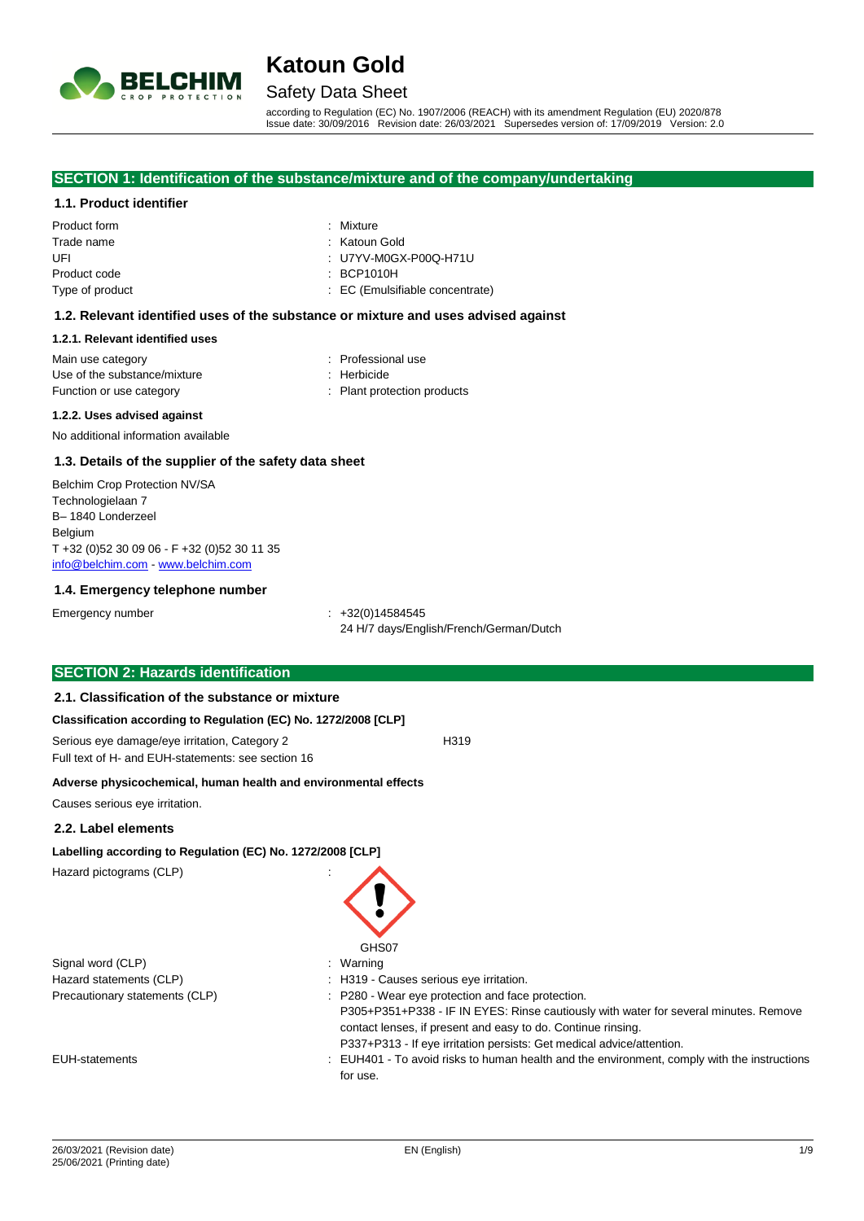# Katoun Gold

## Safety Data Sheet

according to Regulation (EC) No. 1907/2006 (REACH) with its amendment Regulation (EU) 2020/878
Issue date: 30/09/2016 Revision date: 26/03/2021 Supersedes version of: 17/09/2019 Version: 2.0

## SECTION 1: Identification of the substance/mixture and of the company/undertaking

### 1.1. Product identifier

| | |
|---|---|
| Product form | : Mixture |
| Trade name | : Katoun Gold |
| UFI | : U7YV-M0GX-P00Q-H71U |
| Product code | : BCP1010H |
| Type of product | : EC (Emulsifiable concentrate) |

### 1.2. Relevant identified uses of the substance or mixture and uses advised against

#### 1.2.1. Relevant identified uses

| | |
|---|---|
| Main use category | : Professional use |
| Use of the substance/mixture | : Herbicide |
| Function or use category | : Plant protection products |

#### 1.2.2. Uses advised against

No additional information available

### 1.3. Details of the supplier of the safety data sheet

Belchim Crop Protection NV/SA
Technologielaan 7
B– 1840 Londerzeel
Belgium
T +32 (0)52 30 09 06 - F +32 (0)52 30 11 35
info@belchim.com - www.belchim.com

### 1.4. Emergency telephone number

| | |
|---|---|
| Emergency number | : +32(0)14584545<br>24 H/7 days/English/French/German/Dutch |

## SECTION 2: Hazards identification

### 2.1. Classification of the substance or mixture

**Classification according to Regulation (EC) No. 1272/2008 [CLP]**

Serious eye damage/eye irritation, Category 2 H319
Full text of H- and EUH-statements: see section 16

**Adverse physicochemical, human health and environmental effects**

Causes serious eye irritation.

### 2.2. Label elements

**Labelling according to Regulation (EC) No. 1272/2008 [CLP]**

| | |
|---|---|
| Hazard pictograms (CLP) | : GHS07 |
| Signal word (CLP) | : Warning |
| Hazard statements (CLP) | : H319 - Causes serious eye irritation. |
| Precautionary statements (CLP) | : P280 - Wear eye protection and face protection.<br>P305+P351+P338 - IF IN EYES: Rinse cautiously with water for several minutes. Remove contact lenses, if present and easy to do. Continue rinsing.<br>P337+P313 - If eye irritation persists: Get medical advice/attention. |
| EUH-statements | : EUH401 - To avoid risks to human health and the environment, comply with the instructions for use. |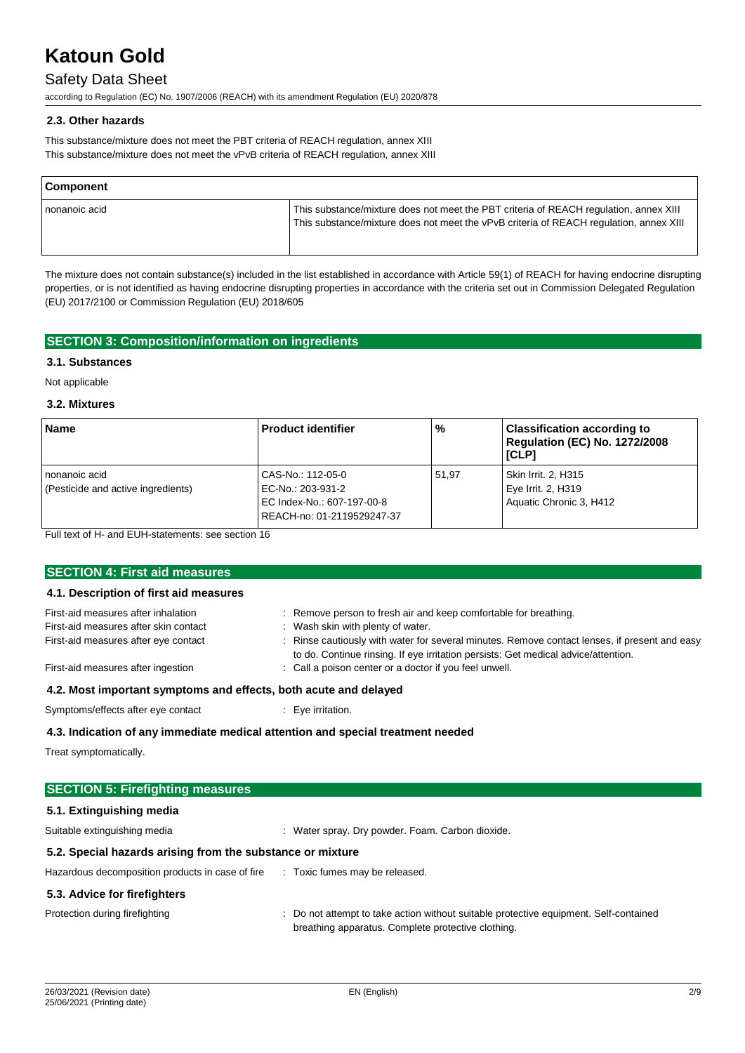### 2.3. Other hazards

This substance/mixture does not meet the PBT criteria of REACH regulation, annex XIII
This substance/mixture does not meet the vPvB criteria of REACH regulation, annex XIII

| Component | |
|---|---|
| nonanoic acid | This substance/mixture does not meet the PBT criteria of REACH regulation, annex XIII<br>This substance/mixture does not meet the vPvB criteria of REACH regulation, annex XIII |

The mixture does not contain substance(s) included in the list established in accordance with Article 59(1) of REACH for having endocrine disrupting properties, or is not identified as having endocrine disrupting properties in accordance with the criteria set out in Commission Delegated Regulation (EU) 2017/2100 or Commission Regulation (EU) 2018/605

## SECTION 3: Composition/information on ingredients

### 3.1. Substances

Not applicable

### 3.2. Mixtures

| Name | Product identifier | % | Classification according to Regulation (EC) No. 1272/2008 [CLP] |
|---|---|---|---|
| nonanoic acid<br>(Pesticide and active ingredients) | CAS-No.: 112-05-0<br>EC-No.: 203-931-2<br>EC Index-No.: 607-197-00-8<br>REACH-no: 01-2119529247-37 | 51,97 | Skin Irrit. 2, H315<br>Eye Irrit. 2, H319<br>Aquatic Chronic 3, H412 |

Full text of H- and EUH-statements: see section 16

## SECTION 4: First aid measures

### 4.1. Description of first aid measures

First-aid measures after inhalation : Remove person to fresh air and keep comfortable for breathing.

First-aid measures after skin contact : Wash skin with plenty of water.

First-aid measures after eye contact : Rinse cautiously with water for several minutes. Remove contact lenses, if present and easy to do. Continue rinsing. If eye irritation persists: Get medical advice/attention.

First-aid measures after ingestion : Call a poison center or a doctor if you feel unwell.

### 4.2. Most important symptoms and effects, both acute and delayed

Symptoms/effects after eye contact : Eye irritation.

### 4.3. Indication of any immediate medical attention and special treatment needed

Treat symptomatically.

## SECTION 5: Firefighting measures

### 5.1. Extinguishing media

Suitable extinguishing media : Water spray. Dry powder. Foam. Carbon dioxide.

### 5.2. Special hazards arising from the substance or mixture

Hazardous decomposition products in case of fire : Toxic fumes may be released.

### 5.3. Advice for firefighters

Protection during firefighting : Do not attempt to take action without suitable protective equipment. Self-contained breathing apparatus. Complete protective clothing.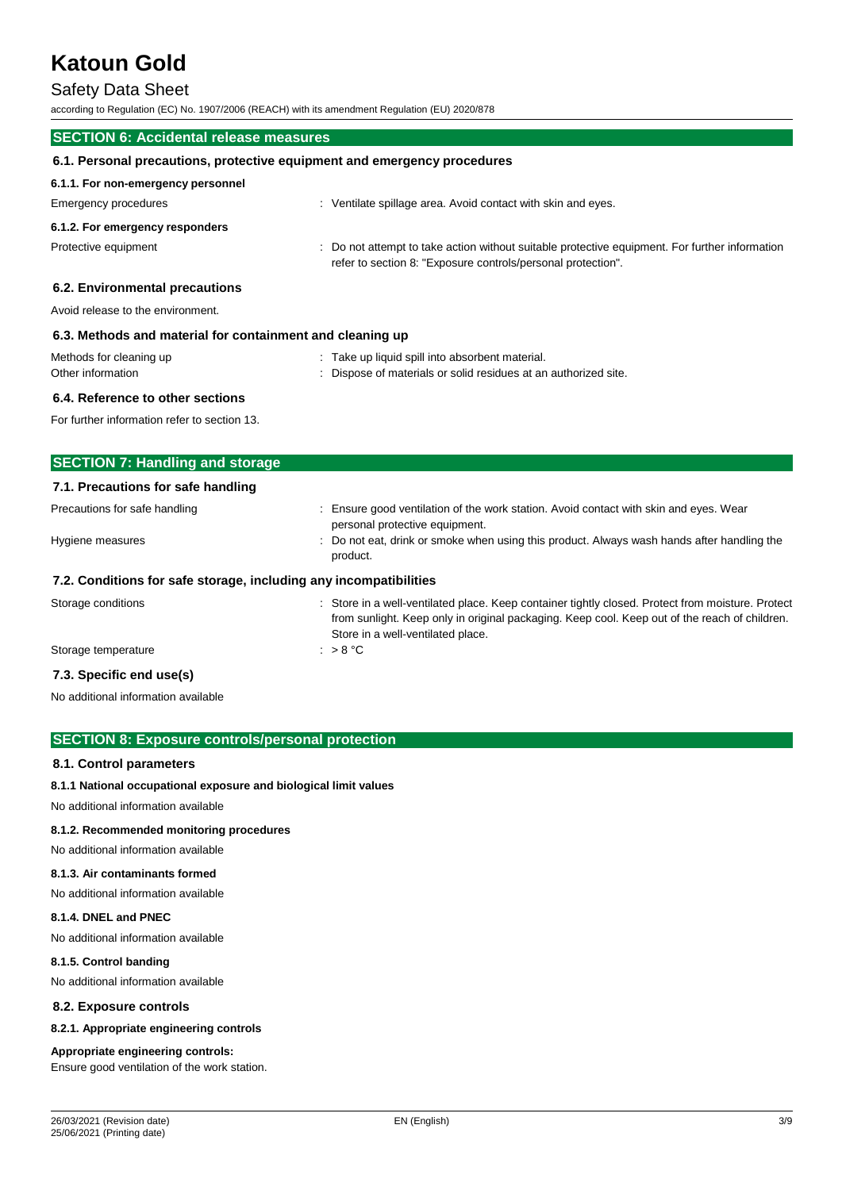## SECTION 6: Accidental release measures

### 6.1. Personal precautions, protective equipment and emergency procedures

#### 6.1.1. For non-emergency personnel

Emergency procedures : Ventilate spillage area. Avoid contact with skin and eyes.

#### 6.1.2. For emergency responders

Protective equipment : Do not attempt to take action without suitable protective equipment. For further information refer to section 8: "Exposure controls/personal protection".

### 6.2. Environmental precautions

Avoid release to the environment.

### 6.3. Methods and material for containment and cleaning up

Methods for cleaning up : Take up liquid spill into absorbent material.

Other information : Dispose of materials or solid residues at an authorized site.

### 6.4. Reference to other sections

For further information refer to section 13.

## SECTION 7: Handling and storage

### 7.1. Precautions for safe handling

Precautions for safe handling : Ensure good ventilation of the work station. Avoid contact with skin and eyes. Wear personal protective equipment.

Hygiene measures : Do not eat, drink or smoke when using this product. Always wash hands after handling the product.

### 7.2. Conditions for safe storage, including any incompatibilities

Storage conditions : Store in a well-ventilated place. Keep container tightly closed. Protect from moisture. Protect from sunlight. Keep only in original packaging. Keep cool. Keep out of the reach of children. Store in a well-ventilated place.

Storage temperature : > 8 °C

### 7.3. Specific end use(s)

No additional information available

## SECTION 8: Exposure controls/personal protection

### 8.1. Control parameters

#### 8.1.1 National occupational exposure and biological limit values

No additional information available

#### 8.1.2. Recommended monitoring procedures

No additional information available

#### 8.1.3. Air contaminants formed

No additional information available

#### 8.1.4. DNEL and PNEC

No additional information available

#### 8.1.5. Control banding

No additional information available

### 8.2. Exposure controls

#### 8.2.1. Appropriate engineering controls

**Appropriate engineering controls:**

Ensure good ventilation of the work station.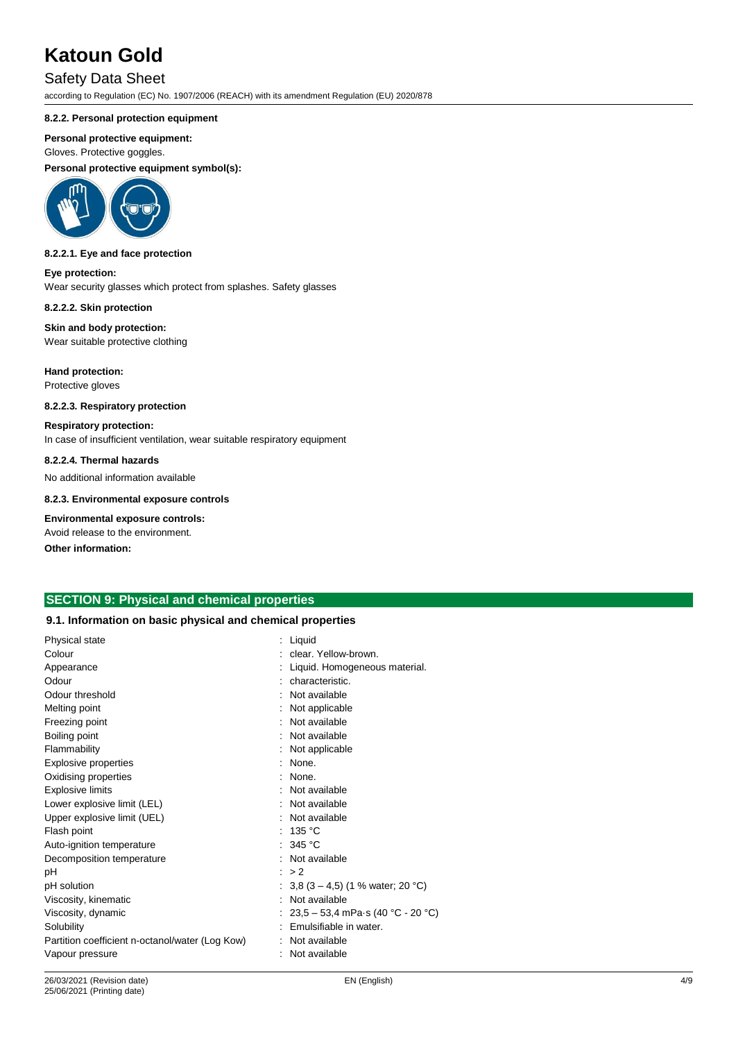#### 8.2.2. Personal protection equipment

**Personal protective equipment:**

Gloves. Protective goggles.

**Personal protective equipment symbol(s):**

#### 8.2.2.1. Eye and face protection

**Eye protection:**

Wear security glasses which protect from splashes. Safety glasses

#### 8.2.2.2. Skin protection

**Skin and body protection:**

Wear suitable protective clothing

**Hand protection:**

Protective gloves

#### 8.2.2.3. Respiratory protection

**Respiratory protection:**

In case of insufficient ventilation, wear suitable respiratory equipment

#### 8.2.2.4. Thermal hazards

No additional information available

#### 8.2.3. Environmental exposure controls

**Environmental exposure controls:**

Avoid release to the environment.

**Other information:**

## SECTION 9: Physical and chemical properties

### 9.1. Information on basic physical and chemical properties

| | |
|---|---|
| Physical state | : Liquid |
| Colour | : clear. Yellow-brown. |
| Appearance | : Liquid. Homogeneous material. |
| Odour | : characteristic. |
| Odour threshold | : Not available |
| Melting point | : Not applicable |
| Freezing point | : Not available |
| Boiling point | : Not available |
| Flammability | : Not applicable |
| Explosive properties | : None. |
| Oxidising properties | : None. |
| Explosive limits | : Not available |
| Lower explosive limit (LEL) | : Not available |
| Upper explosive limit (UEL) | : Not available |
| Flash point | : 135 °C |
| Auto-ignition temperature | : 345 °C |
| Decomposition temperature | : Not available |
| pH | : > 2 |
| pH solution | : 3,8 (3 – 4,5) (1 % water; 20 °C) |
| Viscosity, kinematic | : Not available |
| Viscosity, dynamic | : 23,5 – 53,4 mPa·s (40 °C - 20 °C) |
| Solubility | : Emulsifiable in water. |
| Partition coefficient n-octanol/water (Log Kow) | : Not available |
| Vapour pressure | : Not available |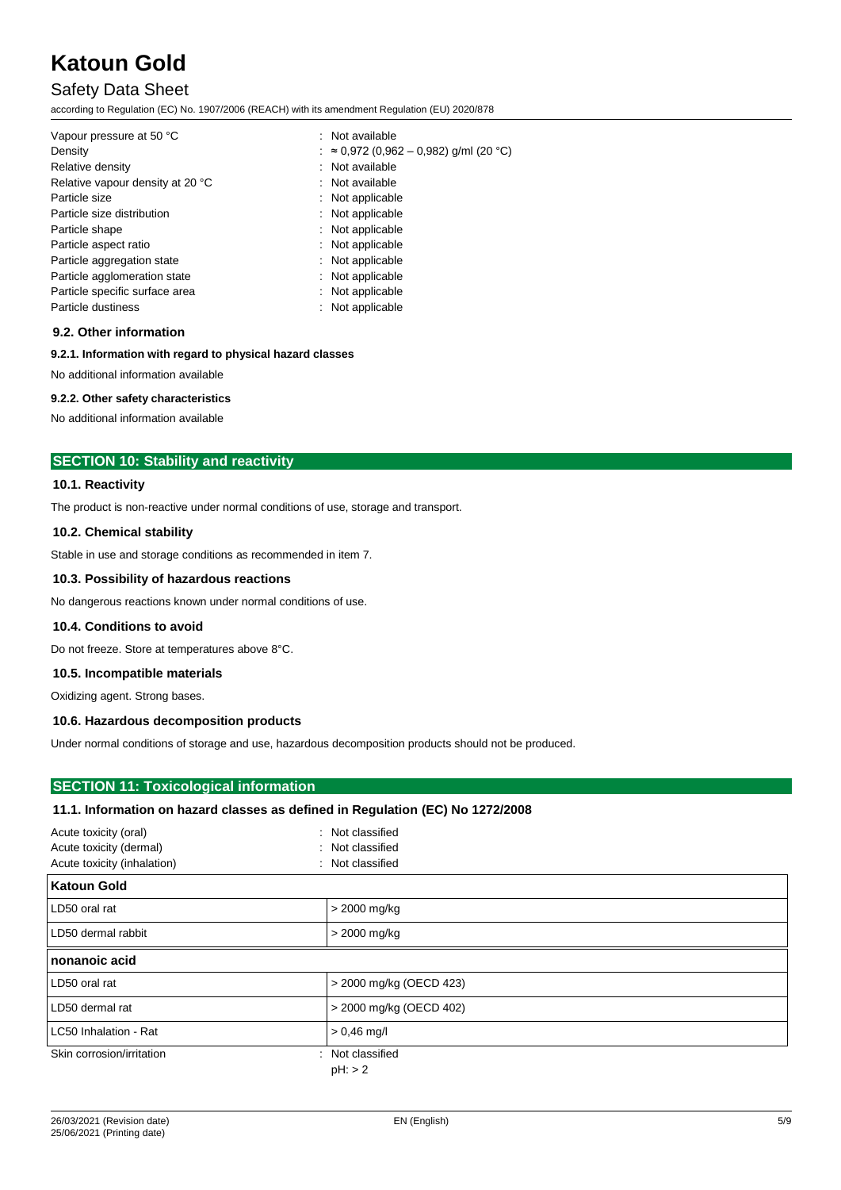| | |
|---|---|
| Vapour pressure at 50 °C | : Not available |
| Density | : ≈ 0,972 (0,962 – 0,982) g/ml (20 °C) |
| Relative density | : Not available |
| Relative vapour density at 20 °C | : Not available |
| Particle size | : Not applicable |
| Particle size distribution | : Not applicable |
| Particle shape | : Not applicable |
| Particle aspect ratio | : Not applicable |
| Particle aggregation state | : Not applicable |
| Particle agglomeration state | : Not applicable |
| Particle specific surface area | : Not applicable |
| Particle dustiness | : Not applicable |

### 9.2. Other information

#### 9.2.1. Information with regard to physical hazard classes

No additional information available

#### 9.2.2. Other safety characteristics

No additional information available

## SECTION 10: Stability and reactivity

### 10.1. Reactivity

The product is non-reactive under normal conditions of use, storage and transport.

### 10.2. Chemical stability

Stable in use and storage conditions as recommended in item 7.

### 10.3. Possibility of hazardous reactions

No dangerous reactions known under normal conditions of use.

### 10.4. Conditions to avoid

Do not freeze. Store at temperatures above 8°C.

### 10.5. Incompatible materials

Oxidizing agent. Strong bases.

### 10.6. Hazardous decomposition products

Under normal conditions of storage and use, hazardous decomposition products should not be produced.

## SECTION 11: Toxicological information

### 11.1. Information on hazard classes as defined in Regulation (EC) No 1272/2008

| | |
|---|---|
| Acute toxicity (oral) | : Not classified |
| Acute toxicity (dermal) | : Not classified |
| Acute toxicity (inhalation) | : Not classified |

| **Katoun Gold** | |
|---|---|
| LD50 oral rat | > 2000 mg/kg |
| LD50 dermal rabbit | > 2000 mg/kg |
| **nonanoic acid** | |
| LD50 oral rat | > 2000 mg/kg (OECD 423) |
| LD50 dermal rat | > 2000 mg/kg (OECD 402) |
| LC50 Inhalation - Rat | > 0,46 mg/l |

| | |
|---|---|
| Skin corrosion/irritation | : Not classified<br>pH: > 2 |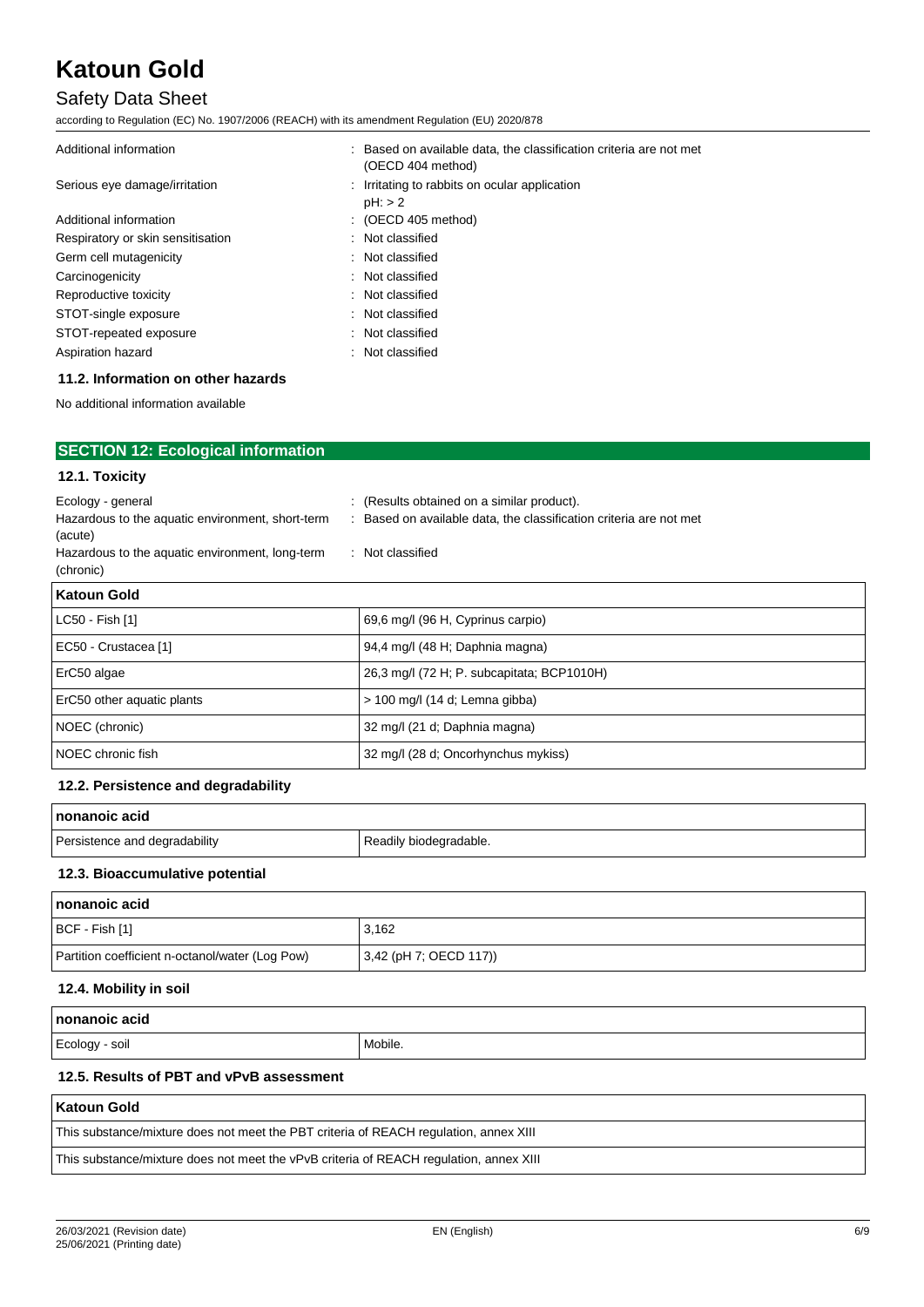| | |
|---|---|
| Additional information | : Based on available data, the classification criteria are not met (OECD 404 method) |
| Serious eye damage/irritation | : Irritating to rabbits on ocular application pH: > 2 |
| Additional information | : (OECD 405 method) |
| Respiratory or skin sensitisation | : Not classified |
| Germ cell mutagenicity | : Not classified |
| Carcinogenicity | : Not classified |
| Reproductive toxicity | : Not classified |
| STOT-single exposure | : Not classified |
| STOT-repeated exposure | : Not classified |
| Aspiration hazard | : Not classified |

### 11.2. Information on other hazards

No additional information available

## SECTION 12: Ecological information

### 12.1. Toxicity

| | |
|---|---|
| Ecology - general | : (Results obtained on a similar product). |
| Hazardous to the aquatic environment, short-term (acute) | : Based on available data, the classification criteria are not met |
| Hazardous to the aquatic environment, long-term (chronic) | : Not classified |

| Katoun Gold | |
|---|---|
| LC50 - Fish [1] | 69,6 mg/l (96 H, Cyprinus carpio) |
| EC50 - Crustacea [1] | 94,4 mg/l (48 H; Daphnia magna) |
| ErC50 algae | 26,3 mg/l (72 H; P. subcapitata; BCP1010H) |
| ErC50 other aquatic plants | > 100 mg/l (14 d; Lemna gibba) |
| NOEC (chronic) | 32 mg/l (21 d; Daphnia magna) |
| NOEC chronic fish | 32 mg/l (28 d; Oncorhynchus mykiss) |

### 12.2. Persistence and degradability

| nonanoic acid | |
|---|---|
| Persistence and degradability | Readily biodegradable. |

### 12.3. Bioaccumulative potential

| nonanoic acid | |
|---|---|
| BCF - Fish [1] | 3,162 |
| Partition coefficient n-octanol/water (Log Pow) | 3,42 (pH 7; OECD 117)) |

### 12.4. Mobility in soil

| nonanoic acid | |
|---|---|
| Ecology - soil | Mobile. |

### 12.5. Results of PBT and vPvB assessment

| Katoun Gold |
|---|
| This substance/mixture does not meet the PBT criteria of REACH regulation, annex XIII |
| This substance/mixture does not meet the vPvB criteria of REACH regulation, annex XIII |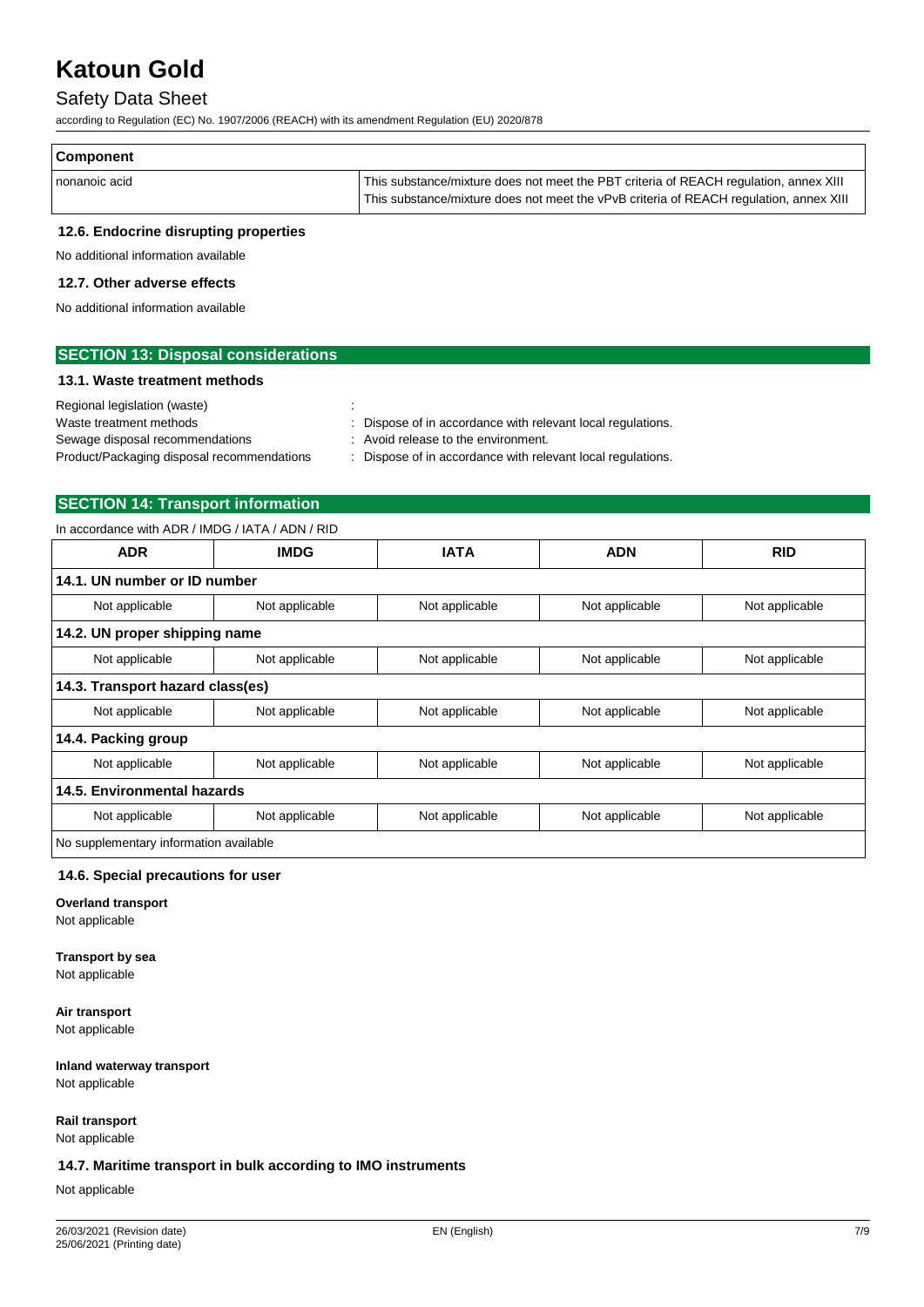| Component | |
|---|---|
| nonanoic acid | This substance/mixture does not meet the PBT criteria of REACH regulation, annex XIII<br>This substance/mixture does not meet the vPvB criteria of REACH regulation, annex XIII |

### 12.6. Endocrine disrupting properties

No additional information available

### 12.7. Other adverse effects

No additional information available

## SECTION 13: Disposal considerations

### 13.1. Waste treatment methods

Regional legislation (waste) :

Waste treatment methods : Dispose of in accordance with relevant local regulations.

Sewage disposal recommendations : Avoid release to the environment.

Product/Packaging disposal recommendations : Dispose of in accordance with relevant local regulations.

## SECTION 14: Transport information

In accordance with ADR / IMDG / IATA / ADN / RID

| ADR | IMDG | IATA | ADN | RID |
|---|---|---|---|---|
| **14.1. UN number or ID number** | | | | |
| Not applicable | Not applicable | Not applicable | Not applicable | Not applicable |
| **14.2. UN proper shipping name** | | | | |
| Not applicable | Not applicable | Not applicable | Not applicable | Not applicable |
| **14.3. Transport hazard class(es)** | | | | |
| Not applicable | Not applicable | Not applicable | Not applicable | Not applicable |
| **14.4. Packing group** | | | | |
| Not applicable | Not applicable | Not applicable | Not applicable | Not applicable |
| **14.5. Environmental hazards** | | | | |
| Not applicable | Not applicable | Not applicable | Not applicable | Not applicable |
| No supplementary information available | | | | |

### 14.6. Special precautions for user

**Overland transport**
Not applicable

**Transport by sea**
Not applicable

**Air transport**
Not applicable

**Inland waterway transport**
Not applicable

**Rail transport**
Not applicable

### 14.7. Maritime transport in bulk according to IMO instruments

Not applicable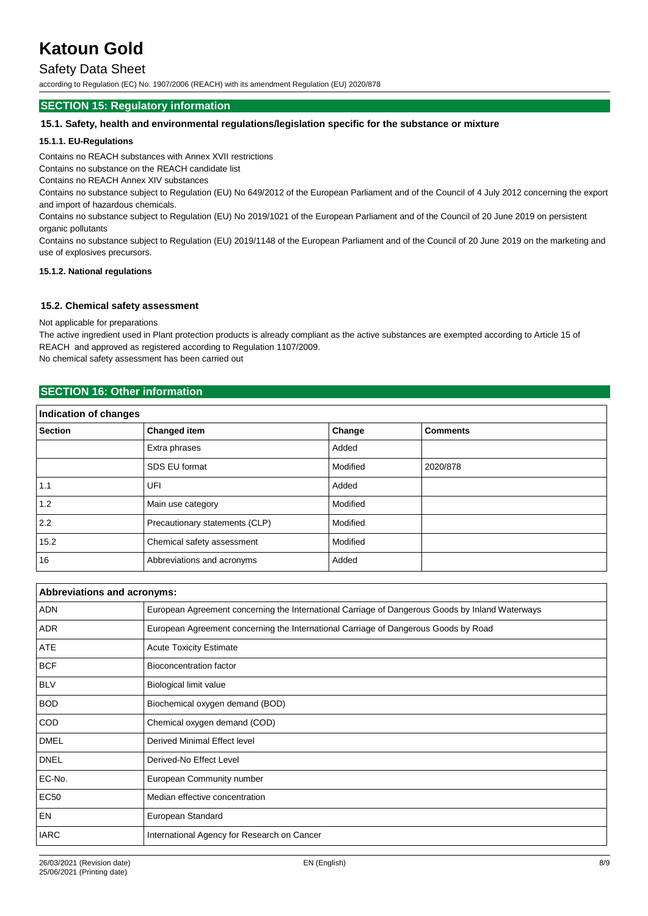## SECTION 15: Regulatory information

### 15.1. Safety, health and environmental regulations/legislation specific for the substance or mixture

#### 15.1.1. EU-Regulations

Contains no REACH substances with Annex XVII restrictions

Contains no substance on the REACH candidate list

Contains no REACH Annex XIV substances

Contains no substance subject to Regulation (EU) No 649/2012 of the European Parliament and of the Council of 4 July 2012 concerning the export and import of hazardous chemicals.

Contains no substance subject to Regulation (EU) No 2019/1021 of the European Parliament and of the Council of 20 June 2019 on persistent organic pollutants

Contains no substance subject to Regulation (EU) 2019/1148 of the European Parliament and of the Council of 20 June 2019 on the marketing and use of explosives precursors.

#### 15.1.2. National regulations

### 15.2. Chemical safety assessment

Not applicable for preparations

The active ingredient used in Plant protection products is already compliant as the active substances are exempted according to Article 15 of REACH and approved as registered according to Regulation 1107/2009.

No chemical safety assessment has been carried out

## SECTION 16: Other information

| Indication of changes | | | |
|---|---|---|---|
| **Section** | **Changed item** | **Change** | **Comments** |
| | Extra phrases | Added | |
| | SDS EU format | Modified | 2020/878 |
| 1.1 | UFI | Added | |
| 1.2 | Main use category | Modified | |
| 2.2 | Precautionary statements (CLP) | Modified | |
| 15.2 | Chemical safety assessment | Modified | |
| 16 | Abbreviations and acronyms | Added | |

| Abbreviations and acronyms: | |
|---|---|
| ADN | European Agreement concerning the International Carriage of Dangerous Goods by Inland Waterways |
| ADR | European Agreement concerning the International Carriage of Dangerous Goods by Road |
| ATE | Acute Toxicity Estimate |
| BCF | Bioconcentration factor |
| BLV | Biological limit value |
| BOD | Biochemical oxygen demand (BOD) |
| COD | Chemical oxygen demand (COD) |
| DMEL | Derived Minimal Effect level |
| DNEL | Derived-No Effect Level |
| EC-No. | European Community number |
| EC50 | Median effective concentration |
| EN | European Standard |
| IARC | International Agency for Research on Cancer |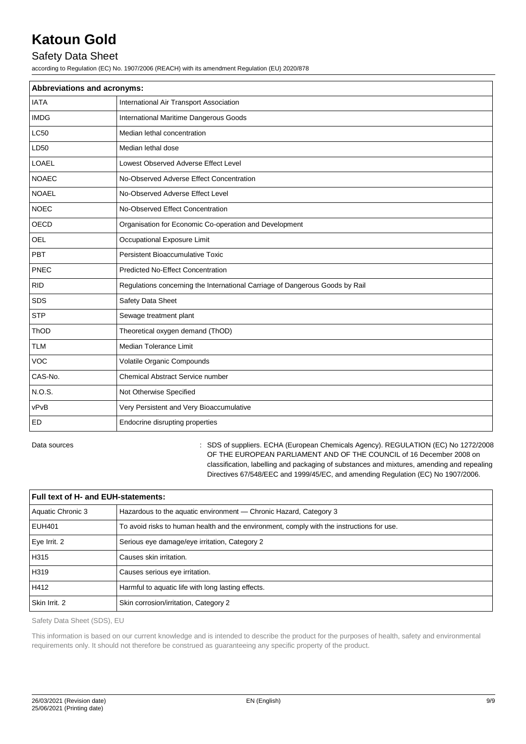| Abbreviations and acronyms: | |
|---|---|
| IATA | International Air Transport Association |
| IMDG | International Maritime Dangerous Goods |
| LC50 | Median lethal concentration |
| LD50 | Median lethal dose |
| LOAEL | Lowest Observed Adverse Effect Level |
| NOAEC | No-Observed Adverse Effect Concentration |
| NOAEL | No-Observed Adverse Effect Level |
| NOEC | No-Observed Effect Concentration |
| OECD | Organisation for Economic Co-operation and Development |
| OEL | Occupational Exposure Limit |
| PBT | Persistent Bioaccumulative Toxic |
| PNEC | Predicted No-Effect Concentration |
| RID | Regulations concerning the International Carriage of Dangerous Goods by Rail |
| SDS | Safety Data Sheet |
| STP | Sewage treatment plant |
| ThOD | Theoretical oxygen demand (ThOD) |
| TLM | Median Tolerance Limit |
| VOC | Volatile Organic Compounds |
| CAS-No. | Chemical Abstract Service number |
| N.O.S. | Not Otherwise Specified |
| vPvB | Very Persistent and Very Bioaccumulative |
| ED | Endocrine disrupting properties |

Data sources : SDS of suppliers. ECHA (European Chemicals Agency). REGULATION (EC) No 1272/2008 OF THE EUROPEAN PARLIAMENT AND OF THE COUNCIL of 16 December 2008 on classification, labelling and packaging of substances and mixtures, amending and repealing Directives 67/548/EEC and 1999/45/EC, and amending Regulation (EC) No 1907/2006.

| Full text of H- and EUH-statements: | |
|---|---|
| Aquatic Chronic 3 | Hazardous to the aquatic environment — Chronic Hazard, Category 3 |
| EUH401 | To avoid risks to human health and the environment, comply with the instructions for use. |
| Eye Irrit. 2 | Serious eye damage/eye irritation, Category 2 |
| H315 | Causes skin irritation. |
| H319 | Causes serious eye irritation. |
| H412 | Harmful to aquatic life with long lasting effects. |
| Skin Irrit. 2 | Skin corrosion/irritation, Category 2 |

Safety Data Sheet (SDS), EU

This information is based on our current knowledge and is intended to describe the product for the purposes of health, safety and environmental requirements only. It should not therefore be construed as guaranteeing any specific property of the product.